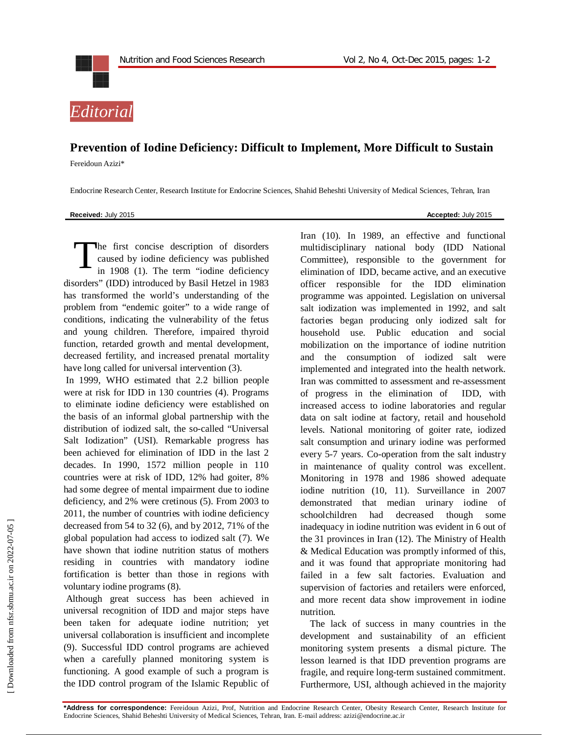*Editorial*

# Prevention of Iodine Deficiency: Difficult to Implement, More Difficult to Sustain

Fereidoun Azizi*

Endocrine Research Center, Research Institute for Endocrine Sciences, Shahid Beheshti University of Medical Sciences, Tehran, Iran

**Received:** July 2015 **Accepted:** July 2015

The first concise description of disorders caused by iodine deficiency was published in 1908 (1). The term "iodine deficiency disorders" (IDD) introduced by Basil Hetzel in 1983 has transformed the world's understanding of the problem from "endemic goiter" to a wide range of conditions, indicating the vulnerability of the fetus and young children. Therefore, impaired thyroid function, retarded growth and mental development, decreased fertility, and increased prenatal mortality have long called for universal intervention (3).

In 1999, WHO estimated that 2.2 billion people were at risk for IDD in 130 countries (4). Programs to eliminate iodine deficiency were established on the basis of an informal global partnership with the distribution of iodized salt, the so-called "Universal Salt Iodization" (USI). Remarkable progress has been achieved for elimination of IDD in the last 2 decades. In 1990, 1572 million people in 110 countries were at risk of IDD, 12% had goiter, 8% had some degree of mental impairment due to iodine deficiency, and 2% were cretinous (5). From 2003 to 2011, the number of countries with iodine deficiency decreased from 54 to 32 (6), and by 2012, 71% of the global population had access to iodized salt (7). We have shown that iodine nutrition status of mothers residing in countries with mandatory iodine fortification is better than those in regions with voluntary iodine programs (8).

Although great success has been achieved in universal recognition of IDD and major steps have been taken for adequate iodine nutrition; yet universal collaboration is insufficient and incomplete (9). Successful IDD control programs are achieved when a carefully planned monitoring system is functioning. A good example of such a program is the IDD control program of the Islamic Republic of Iran (10). In 1989, an effective and functional multidisciplinary national body (IDD National Committee), responsible to the government for elimination of IDD, became active, and an executive officer responsible for the IDD elimination programme was appointed. Legislation on universal salt iodization was implemented in 1992, and salt factories began producing only iodized salt for household use. Public education and social mobilization on the importance of iodine nutrition and the consumption of iodized salt were implemented and integrated into the health network. Iran was committed to assessment and re-assessment of progress in the elimination of IDD, with increased access to iodine laboratories and regular data on salt iodine at factory, retail and household levels. National monitoring of goiter rate, iodized salt consumption and urinary iodine was performed every 5-7 years. Co-operation from the salt industry in maintenance of quality control was excellent. Monitoring in 1978 and 1986 showed adequate iodine nutrition (10, 11). Surveillance in 2007 demonstrated that median urinary iodine of schoolchildren had decreased though some inadequacy in iodine nutrition was evident in 6 out of the 31 provinces in Iran (12). The Ministry of Health & Medical Education was promptly informed of this, and it was found that appropriate monitoring had failed in a few salt factories. Evaluation and supervision of factories and retailers were enforced, and more recent data show improvement in iodine nutrition.

The lack of success in many countries in the development and sustainability of an efficient monitoring system presents a dismal picture. The lesson learned is that IDD prevention programs are fragile, and require long-term sustained commitment. Furthermore, USI, although achieved in the majority

**\*Address for correspondence:** Fereidoun Azizi, Prof, Nutrition and Endocrine Research Center, Obesity Research Center, Research Institute for Endocrine Sciences, Shahid Beheshti University of Medical Sciences, Tehran, Iran. E-mail address: azizi@endocrine.ac.ir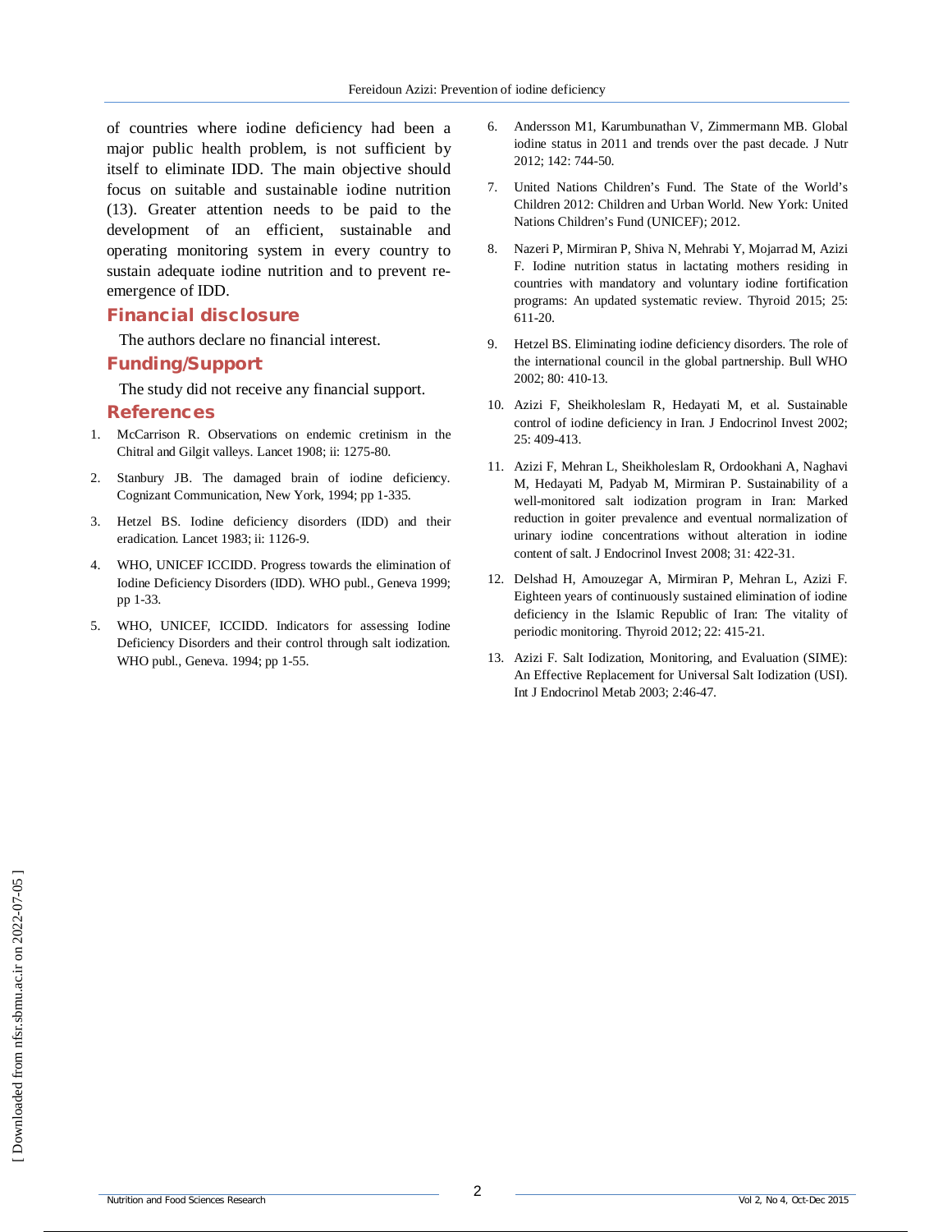of countries where iodine deficiency had been a major public health problem, is not sufficient by itself to eliminate IDD. The main objective should focus on suitable and sustainable iodine nutrition (13). Greater attention needs to be paid to the development of an efficient, sustainable and operating monitoring system in every country to sustain adequate iodine nutrition and to prevent re-emergence of IDD.

## Financial disclosure

The authors declare no financial interest.

## Funding/Support

The study did not receive any financial support.

## References

1. McCarrison R. Observations on endemic cretinism in the Chitral and Gilgit valleys. Lancet 1908; ii: 1275-80.
2. Stanbury JB. The damaged brain of iodine deficiency. Cognizant Communication, New York, 1994; pp 1-335.
3. Hetzel BS. Iodine deficiency disorders (IDD) and their eradication. Lancet 1983; ii: 1126-9.
4. WHO, UNICEF ICCIDD. Progress towards the elimination of Iodine Deficiency Disorders (IDD). WHO publ., Geneva 1999; pp 1-33.
5. WHO, UNICEF, ICCIDD. Indicators for assessing Iodine Deficiency Disorders and their control through salt iodization. WHO publ., Geneva. 1994; pp 1-55.
6. Andersson M1, Karumbunathan V, Zimmermann MB. Global iodine status in 2011 and trends over the past decade. J Nutr 2012; 142: 744-50.
7. United Nations Children's Fund. The State of the World's Children 2012: Children and Urban World. New York: United Nations Children's Fund (UNICEF); 2012.
8. Nazeri P, Mirmiran P, Shiva N, Mehrabi Y, Mojarrad M, Azizi F. Iodine nutrition status in lactating mothers residing in countries with mandatory and voluntary iodine fortification programs: An updated systematic review. Thyroid 2015; 25: 611-20.
9. Hetzel BS. Eliminating iodine deficiency disorders. The role of the international council in the global partnership. Bull WHO 2002; 80: 410-13.
10. Azizi F, Sheikholeslam R, Hedayati M, et al. Sustainable control of iodine deficiency in Iran. J Endocrinol Invest 2002; 25: 409-413.
11. Azizi F, Mehran L, Sheikholeslam R, Ordookhani A, Naghavi M, Hedayati M, Padyab M, Mirmiran P. Sustainability of a well-monitored salt iodization program in Iran: Marked reduction in goiter prevalence and eventual normalization of urinary iodine concentrations without alteration in iodine content of salt. J Endocrinol Invest 2008; 31: 422-31.
12. Delshad H, Amouzegar A, Mirmiran P, Mehran L, Azizi F. Eighteen years of continuously sustained elimination of iodine deficiency in the Islamic Republic of Iran: The vitality of periodic monitoring. Thyroid 2012; 22: 415-21.
13. Azizi F. Salt Iodization, Monitoring, and Evaluation (SIME): An Effective Replacement for Universal Salt Iodization (USI). Int J Endocrinol Metab 2003; 2:46-47.